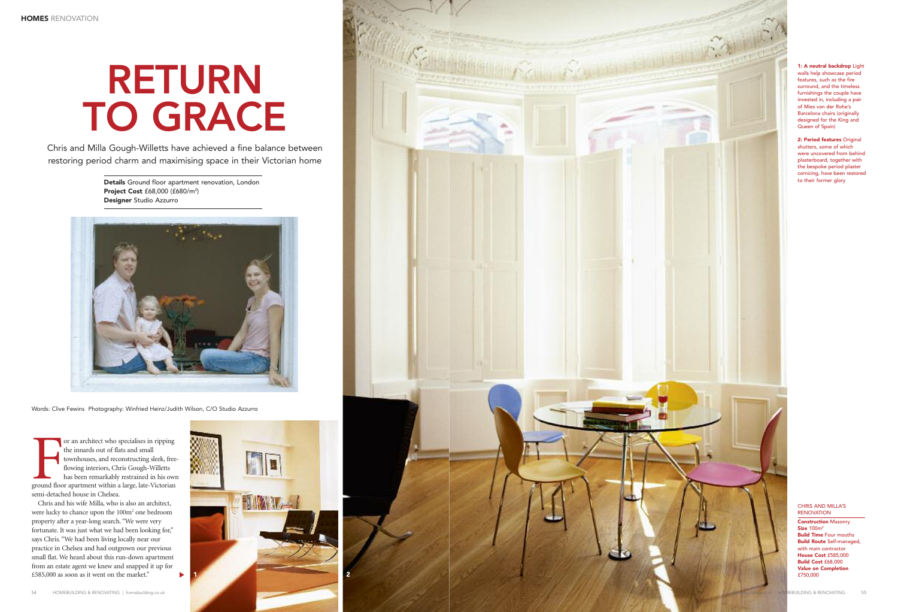# RETURN TO GRACE

Chris and Milla Gough-Willetts have achieved a fine balance between restoring period charm and maximising space in their Victorian home

**Details** Ground floor apartment renovation, London
**Project Cost** £68,000 (£680/m²)
**Designer** Studio Azzurro

Words: Clive Fewins Photography: Winfried Heinz/Judith Wilson, C/O Studio Azzurro

For an architect who specialises in ripping the innards out of flats and small townhouses, and reconstructing sleek, free-flowing interiors, Chris Gough-Willetts has been remarkably restrained in his own ground floor apartment within a large, late-Victorian semi-detached house in Chelsea.

Chris and his wife Milla, who is also an architect, were lucky to chance upon the 100m² one bedroom property after a year-long search. "We were very fortunate. It was just what we had been looking for," says Chris. "We had been living locally near our practice in Chelsea and had outgrown our previous small flat. We heard about this run-down apartment from an estate agent we knew and snapped it up for £585,000 as soon as it went on the market."

**1: A neutral backdrop** Light walls help showcase period features, such as the fire surround, and the timeless furnishings the couple have invested in, including a pair of Mies van der Rohe's Barcelona chairs (originally designed for the King and Queen of Spain)

**2: Period features** Original shutters, some of which were uncovered from behind plasterboard, together with the bespoke period plaster cornicing, have been restored to their former glory

CHRIS AND MILLA'S RENOVATION

**Construction** Masonry
**Size** 100m²
**Build Time** Four mouths
**Build Route** Self-managed, with main contractor
**House Cost** £585,000
**Build Cost** £68,000
**Value on Completion** £750,000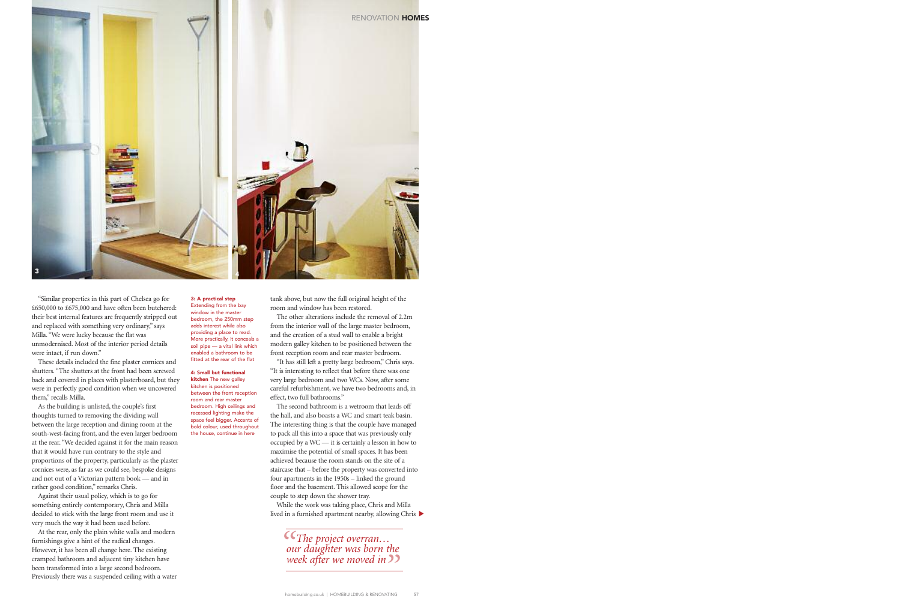"Similar properties in this part of Chelsea go for £650,000 to £675,000 and have often been butchered: their best internal features are frequently stripped out and replaced with something very ordinary," says Milla. "We were lucky because the flat was unmodernised. Most of the interior period details were intact, if run down."

These details included the fine plaster cornices and shutters. "The shutters at the front had been screwed back and covered in places with plasterboard, but they were in perfectly good condition when we uncovered them," recalls Milla.

As the building is unlisted, the couple's first thoughts turned to removing the dividing wall between the large reception and dining room at the south-west-facing front, and the even larger bedroom at the rear. "We decided against it for the main reason that it would have run contrary to the style and proportions of the property, particularly as the plaster cornices were, as far as we could see, bespoke designs and not out of a Victorian pattern book — and in rather good condition," remarks Chris.

Against their usual policy, which is to go for something entirely contemporary, Chris and Milla decided to stick with the large front room and use it very much the way it had been used before.

At the rear, only the plain white walls and modern furnishings give a hint of the radical changes. However, it has been all change here. The existing cramped bathroom and adjacent tiny kitchen have been transformed into a large second bedroom. Previously there was a suspended ceiling with a water tank above, but now the full original height of the room and window has been restored.

The other alterations include the removal of 2.2m from the interior wall of the large master bedroom, and the creation of a stud wall to enable a bright modern galley kitchen to be positioned between the front reception room and rear master bedroom.

"It has still left a pretty large bedroom," Chris says. "It is interesting to reflect that before there was one very large bedroom and two WCs. Now, after some careful refurbishment, we have two bedrooms and, in effect, two full bathrooms."

The second bathroom is a wetroom that leads off the hall, and also boasts a WC and smart teak basin. The interesting thing is that the couple have managed to pack all this into a space that was previously only occupied by a WC — it is certainly a lesson in how to maximise the potential of small spaces. It has been achieved because the room stands on the site of a staircase that – before the property was converted into four apartments in the 1950s – linked the ground floor and the basement. This allowed scope for the couple to step down the shower tray.

While the work was taking place, Chris and Milla lived in a furnished apartment nearby, allowing Chris ▶

**3: A practical step** Extending from the bay window in the master bedroom, the 250mm step adds interest while also providing a place to read. More practically, it conceals a soil pipe — a vital link which enabled a bathroom to be fitted at the rear of the flat

**4: Small but functional kitchen** The new galley kitchen is positioned between the front reception room and rear master bedroom. High ceilings and recessed lighting make the space feel bigger. Accents of bold colour, used throughout the house, continue in here

> *"The project overran… our daughter was born the week after we moved in"*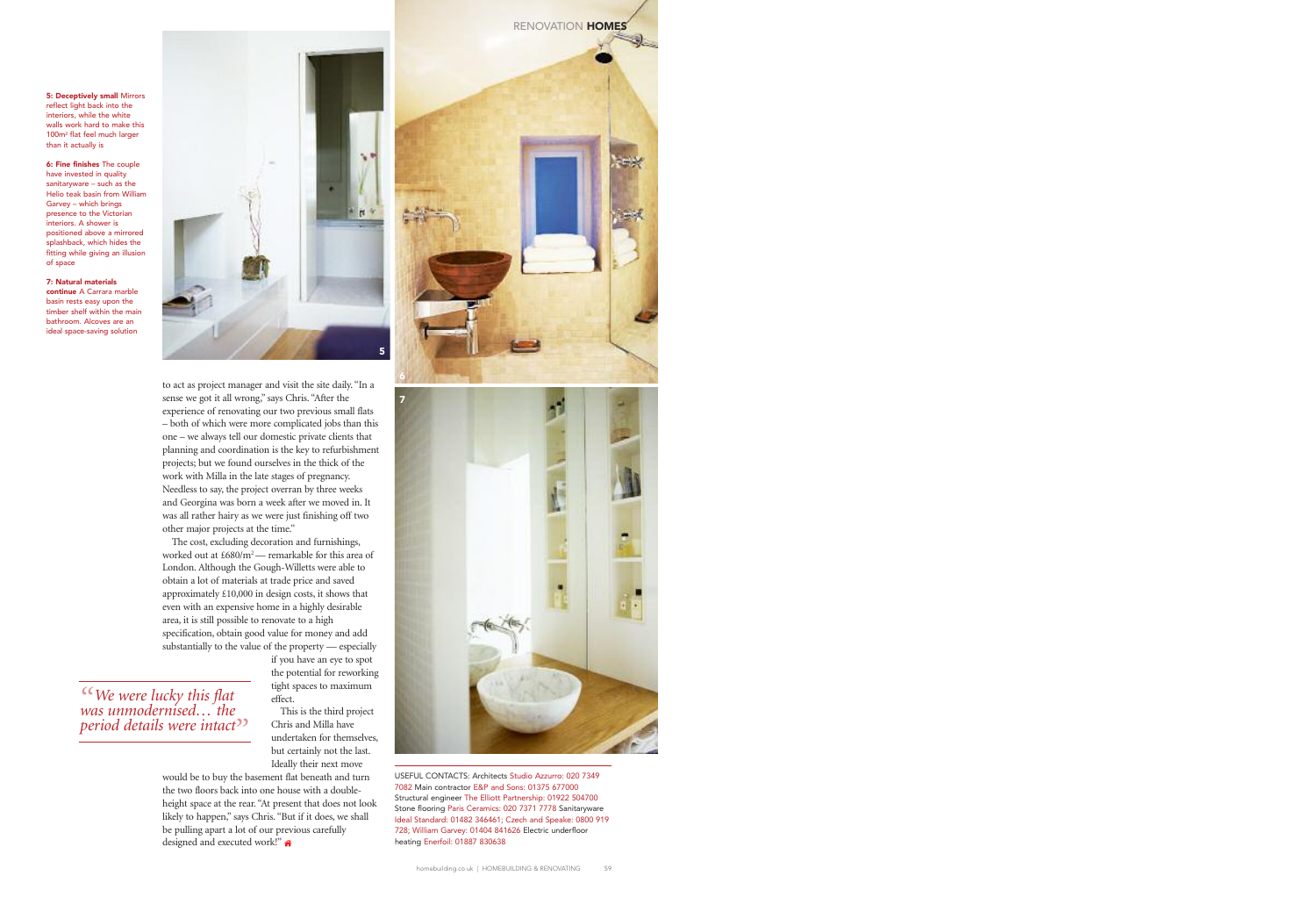**5: Deceptively small** Mirrors reflect light back into the interiors, while the white walls work hard to make this 100m² flat feel much larger than it actually is

**6: Fine finishes** The couple have invested in quality sanitaryware – such as the Helio teak basin from William Garvey – which brings presence to the Victorian interiors. A shower is positioned above a mirrored splashback, which hides the fitting while giving an illusion of space

**7: Natural materials continue** A Carrara marble basin rests easy upon the timber shelf within the main bathroom. Alcoves are an ideal space-saving solution

to act as project manager and visit the site daily. "In a sense we got it all wrong," says Chris. "After the experience of renovating our two previous small flats – both of which were more complicated jobs than this one – we always tell our domestic private clients that planning and coordination is the key to refurbishment projects; but we found ourselves in the thick of the work with Milla in the late stages of pregnancy. Needless to say, the project overran by three weeks and Georgina was born a week after we moved in. It was all rather hairy as we were just finishing off two other major projects at the time."

The cost, excluding decoration and furnishings, worked out at £680/m² — remarkable for this area of London. Although the Gough-Willetts were able to obtain a lot of materials at trade price and saved approximately £10,000 in design costs, it shows that even with an expensive home in a highly desirable area, it is still possible to renovate to a high specification, obtain good value for money and add substantially to the value of the property — especially if you have an eye to spot the potential for reworking tight spaces to maximum effect.

*"We were lucky this flat was unmodernised… the period details were intact"*

This is the third project Chris and Milla have undertaken for themselves, but certainly not the last. Ideally their next move would be to buy the basement flat beneath and turn the two floors back into one house with a double-height space at the rear. "At present that does not look likely to happen," says Chris. "But if it does, we shall be pulling apart a lot of our previous carefully designed and executed work!"

USEFUL CONTACTS: Architects Studio Azzurro: 020 7349 7082 Main contractor E&P and Sons: 01375 677000 Structural engineer The Elliott Partnership: 01922 504700 Stone flooring Paris Ceramics: 020 7371 7778 Sanitaryware Ideal Standard: 01482 346461; Czech and Speake: 0800 919 728; William Garvey: 01404 841626 Electric underfloor heating Enerfoil: 01887 830638